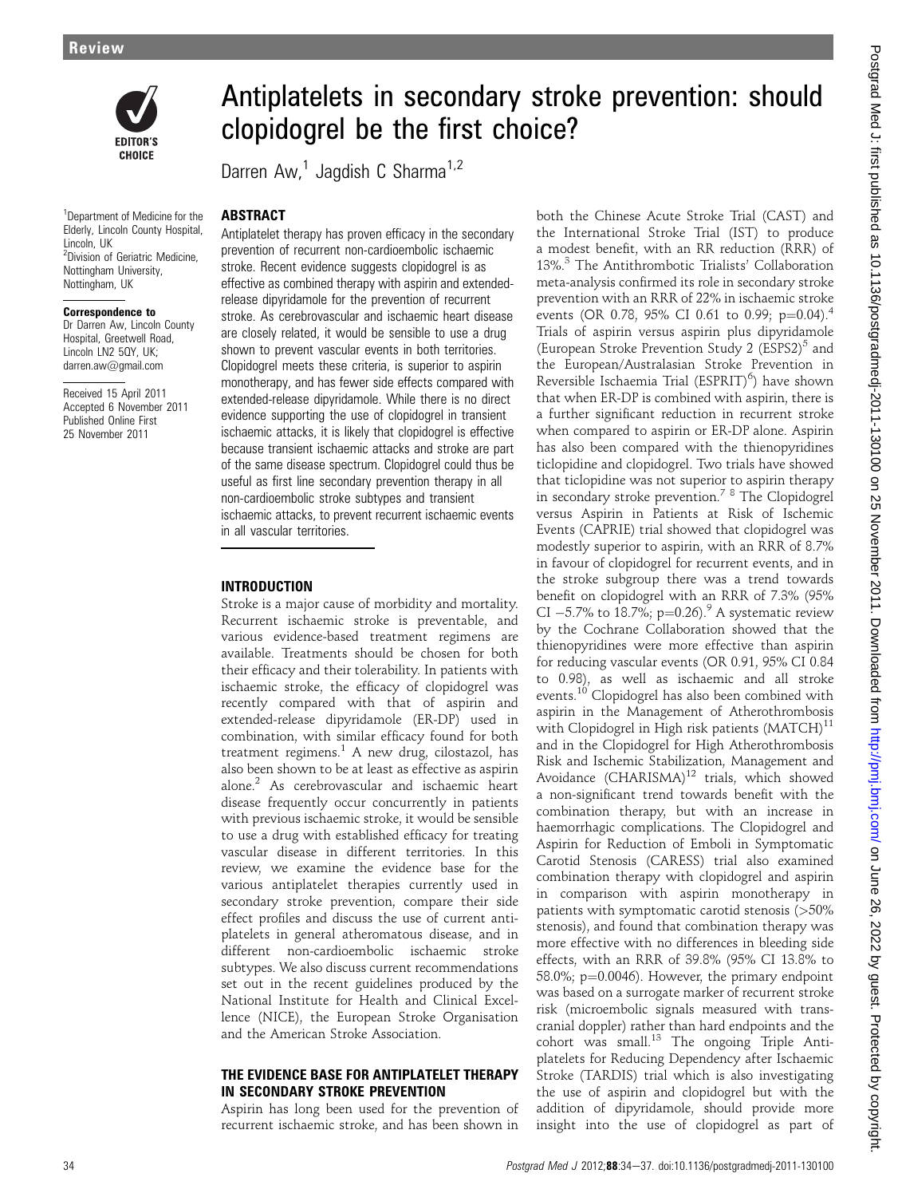# Antiplatelets in secondary stroke prevention: should clopidogrel be the first choice?

Darren Aw,[1] Jagdish C Sharma[1,2]

[1]Department of Medicine for the Elderly, Lincoln County Hospital, Lincoln, UK
[2]Division of Geriatric Medicine, Nottingham University, Nottingham, UK

**Correspondence to**
Dr Darren Aw, Lincoln County Hospital, Greetwell Road, Lincoln LN2 5QY, UK; darren.aw@gmail.com

Received 15 April 2011
Accepted 6 November 2011
Published Online First 25 November 2011

## ABSTRACT

Antiplatelet therapy has proven efficacy in the secondary prevention of recurrent non-cardioembolic ischaemic stroke. Recent evidence suggests clopidogrel is as effective as combined therapy with aspirin and extended-release dipyridamole for the prevention of recurrent stroke. As cerebrovascular and ischaemic heart disease are closely related, it would be sensible to use a drug shown to prevent vascular events in both territories. Clopidogrel meets these criteria, is superior to aspirin monotherapy, and has fewer side effects compared with extended-release dipyridamole. While there is no direct evidence supporting the use of clopidogrel in transient ischaemic attacks, it is likely that clopidogrel is effective because transient ischaemic attacks and stroke are part of the same disease spectrum. Clopidogrel could thus be useful as first line secondary prevention therapy in all non-cardioembolic stroke subtypes and transient ischaemic attacks, to prevent recurrent ischaemic events in all vascular territories.

## INTRODUCTION

Stroke is a major cause of morbidity and mortality. Recurrent ischaemic stroke is preventable, and various evidence-based treatment regimens are available. Treatments should be chosen for both their efficacy and their tolerability. In patients with ischaemic stroke, the efficacy of clopidogrel was recently compared with that of aspirin and extended-release dipyridamole (ER-DP) used in combination, with similar efficacy found for both treatment regimens.[1] A new drug, cilostazol, has also been shown to be at least as effective as aspirin alone.[2] As cerebrovascular and ischaemic heart disease frequently occur concurrently in patients with previous ischaemic stroke, it would be sensible to use a drug with established efficacy for treating vascular disease in different territories. In this review, we examine the evidence base for the various antiplatelet therapies currently used in secondary stroke prevention, compare their side effect profiles and discuss the use of current antiplatelets in general atheromatous disease, and in different non-cardioembolic ischaemic stroke subtypes. We also discuss current recommendations set out in the recent guidelines produced by the National Institute for Health and Clinical Excellence (NICE), the European Stroke Organisation and the American Stroke Association.

## THE EVIDENCE BASE FOR ANTIPLATELET THERAPY IN SECONDARY STROKE PREVENTION

Aspirin has long been used for the prevention of recurrent ischaemic stroke, and has been shown in both the Chinese Acute Stroke Trial (CAST) and the International Stroke Trial (IST) to produce a modest benefit, with an RR reduction (RRR) of 13%.[3] The Antithrombotic Trialists' Collaboration meta-analysis confirmed its role in secondary stroke prevention with an RRR of 22% in ischaemic stroke events (OR 0.78, 95% CI 0.61 to 0.99; $p=0.04$).[4] Trials of aspirin versus aspirin plus dipyridamole (European Stroke Prevention Study 2 (ESPS2)[5] and the European/Australasian Stroke Prevention in Reversible Ischaemia Trial (ESPRIT)[6]) have shown that when ER-DP is combined with aspirin, there is a further significant reduction in recurrent stroke when compared to aspirin or ER-DP alone. Aspirin has also been compared with the thienopyridines ticlopidine and clopidogrel. Two trials have showed that ticlopidine was not superior to aspirin therapy in secondary stroke prevention.[7,8] The Clopidogrel versus Aspirin in Patients at Risk of Ischemic Events (CAPRIE) trial showed that clopidogrel was modestly superior to aspirin, with an RRR of 8.7% in favour of clopidogrel for recurrent events, and in the stroke subgroup there was a trend towards benefit on clopidogrel with an RRR of 7.3% (95% CI −5.7% to 18.7%; $p=0.26$).[9] A systematic review by the Cochrane Collaboration showed that the thienopyridines were more effective than aspirin for reducing vascular events (OR 0.91, 95% CI 0.84 to 0.98), as well as ischaemic and all stroke events.[10] Clopidogrel has also been combined with aspirin in the Management of Atherothrombosis with Clopidogrel in High risk patients (MATCH)[11] and in the Clopidogrel for High Atherothrombosis Risk and Ischemic Stabilization, Management and Avoidance (CHARISMA)[12] trials, which showed a non-significant trend towards benefit with the combination therapy, but with an increase in haemorrhagic complications. The Clopidogrel and Aspirin for Reduction of Emboli in Symptomatic Carotid Stenosis (CARESS) trial also examined combination therapy with clopidogrel and aspirin in comparison with aspirin monotherapy in patients with symptomatic carotid stenosis (>50% stenosis), and found that combination therapy was more effective with no differences in bleeding side effects, with an RRR of 39.8% (95% CI 13.8% to 58.0%; $p=0.0046$). However, the primary endpoint was based on a surrogate marker of recurrent stroke risk (microembolic signals measured with transcranial doppler) rather than hard endpoints and the cohort was small.[13] The ongoing Triple Antiplatelets for Reducing Dependency after Ischaemic Stroke (TARDIS) trial which is also investigating the use of aspirin and clopidogrel but with the addition of dipyridamole, should provide more insight into the use of clopidogrel as part of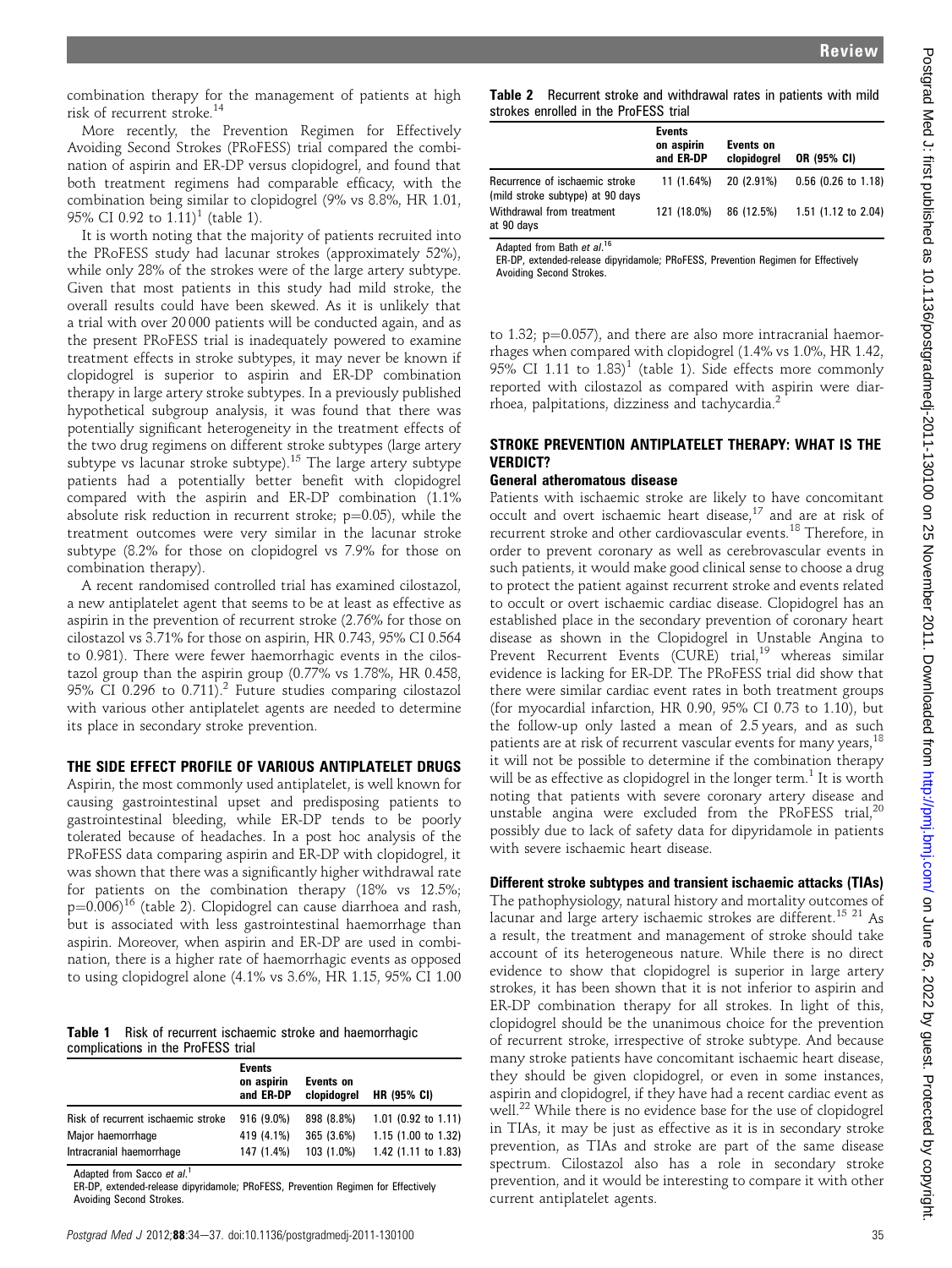combination therapy for the management of patients at high risk of recurrent stroke.[14]

More recently, the Prevention Regimen for Effectively Avoiding Second Strokes (PRoFESS) trial compared the combination of aspirin and ER-DP versus clopidogrel, and found that both treatment regimens had comparable efficacy, with the combination being similar to clopidogrel (9% vs 8.8%, HR 1.01, 95% CI 0.92 to 1.11)[1] (table 1).

It is worth noting that the majority of patients recruited into the PRoFESS study had lacunar strokes (approximately 52%), while only 28% of the strokes were of the large artery subtype. Given that most patients in this study had mild stroke, the overall results could have been skewed. As it is unlikely that a trial with over 20 000 patients will be conducted again, and as the present PRoFESS trial is inadequately powered to examine treatment effects in stroke subtypes, it may never be known if clopidogrel is superior to aspirin and ER-DP combination therapy in large artery stroke subtypes. In a previously published hypothetical subgroup analysis, it was found that there was potentially significant heterogeneity in the treatment effects of the two drug regimens on different stroke subtypes (large artery subtype vs lacunar stroke subtype).[15] The large artery subtype patients had a potentially better benefit with clopidogrel compared with the aspirin and ER-DP combination (1.1% absolute risk reduction in recurrent stroke; p=0.05), while the treatment outcomes were very similar in the lacunar stroke subtype (8.2% for those on clopidogrel vs 7.9% for those on combination therapy).

A recent randomised controlled trial has examined cilostazol, a new antiplatelet agent that seems to be at least as effective as aspirin in the prevention of recurrent stroke (2.76% for those on cilostazol vs 3.71% for those on aspirin, HR 0.743, 95% CI 0.564 to 0.981). There were fewer haemorrhagic events in the cilostazol group than the aspirin group (0.77% vs 1.78%, HR 0.458, 95% CI 0.296 to 0.711).[2] Future studies comparing cilostazol with various other antiplatelet agents are needed to determine its place in secondary stroke prevention.

## THE SIDE EFFECT PROFILE OF VARIOUS ANTIPLATELET DRUGS

Aspirin, the most commonly used antiplatelet, is well known for causing gastrointestinal upset and predisposing patients to gastrointestinal bleeding, while ER-DP tends to be poorly tolerated because of headaches. In a post hoc analysis of the PRoFESS data comparing aspirin and ER-DP with clopidogrel, it was shown that there was a significantly higher withdrawal rate for patients on the combination therapy (18% vs 12.5%; p=0.006)[16] (table 2). Clopidogrel can cause diarrhoea and rash, but is associated with less gastrointestinal haemorrhage than aspirin. Moreover, when aspirin and ER-DP are used in combination, there is a higher rate of haemorrhagic events as opposed to using clopidogrel alone (4.1% vs 3.6%, HR 1.15, 95% CI 1.00 to 1.32; p=0.057), and there are also more intracranial haemorrhages when compared with clopidogrel (1.4% vs 1.0%, HR 1.42, 95% CI 1.11 to 1.83)[1] (table 1). Side effects more commonly reported with cilostazol as compared with aspirin were diarrhoea, palpitations, dizziness and tachycardia.[2]

**Table 1** Risk of recurrent ischaemic stroke and haemorrhagic complications in the ProFESS trial

| | Events on aspirin and ER-DP | Events on clopidogrel | HR (95% CI) |
|---|---|---|---|
| Risk of recurrent ischaemic stroke | 916 (9.0%) | 898 (8.8%) | 1.01 (0.92 to 1.11) |
| Major haemorrhage | 419 (4.1%) | 365 (3.6%) | 1.15 (1.00 to 1.32) |
| Intracranial haemorrhage | 147 (1.4%) | 103 (1.0%) | 1.42 (1.11 to 1.83) |

Adapted from Sacco *et al*.[1]
ER-DP, extended-release dipyridamole; PRoFESS, Prevention Regimen for Effectively Avoiding Second Strokes.

**Table 2** Recurrent stroke and withdrawal rates in patients with mild strokes enrolled in the ProFESS trial

| | Events on aspirin and ER-DP | Events on clopidogrel | OR (95% CI) |
|---|---|---|---|
| Recurrence of ischaemic stroke (mild stroke subtype) at 90 days | 11 (1.64%) | 20 (2.91%) | 0.56 (0.26 to 1.18) |
| Withdrawal from treatment at 90 days | 121 (18.0%) | 86 (12.5%) | 1.51 (1.12 to 2.04) |

Adapted from Bath *et al*.[16]
ER-DP, extended-release dipyridamole; PRoFESS, Prevention Regimen for Effectively Avoiding Second Strokes.

## STROKE PREVENTION ANTIPLATELET THERAPY: WHAT IS THE VERDICT?

### General atheromatous disease

Patients with ischaemic stroke are likely to have concomitant occult and overt ischaemic heart disease,[17] and are at risk of recurrent stroke and other cardiovascular events.[18] Therefore, in order to prevent coronary as well as cerebrovascular events in such patients, it would make good clinical sense to choose a drug to protect the patient against recurrent stroke and events related to occult or overt ischaemic cardiac disease. Clopidogrel has an established place in the secondary prevention of coronary heart disease as shown in the Clopidogrel in Unstable Angina to Prevent Recurrent Events (CURE) trial,[19] whereas similar evidence is lacking for ER-DP. The PRoFESS trial did show that there were similar cardiac event rates in both treatment groups (for myocardial infarction, HR 0.90, 95% CI 0.73 to 1.10), but the follow-up only lasted a mean of 2.5 years, and as such patients are at risk of recurrent vascular events for many years,[18] it will not be possible to determine if the combination therapy will be as effective as clopidogrel in the longer term.[1] It is worth noting that patients with severe coronary artery disease and unstable angina were excluded from the PRoFESS trial,[20] possibly due to lack of safety data for dipyridamole in patients with severe ischaemic heart disease.

### Different stroke subtypes and transient ischaemic attacks (TIAs)

The pathophysiology, natural history and mortality outcomes of lacunar and large artery ischaemic strokes are different.[15 21] As a result, the treatment and management of stroke should take account of its heterogeneous nature. While there is no direct evidence to show that clopidogrel is superior in large artery strokes, it has been shown that it is not inferior to aspirin and ER-DP combination therapy for all strokes. In light of this, clopidogrel should be the unanimous choice for the prevention of recurrent stroke, irrespective of stroke subtype. And because many stroke patients have concomitant ischaemic heart disease, they should be given clopidogrel, or even in some instances, aspirin and clopidogrel, if they have had a recent cardiac event as well.[22] While there is no evidence base for the use of clopidogrel in TIAs, it may be just as effective as it is in secondary stroke prevention, as TIAs and stroke are part of the same disease spectrum. Cilostazol also has a role in secondary stroke prevention, and it would be interesting to compare it with other current antiplatelet agents.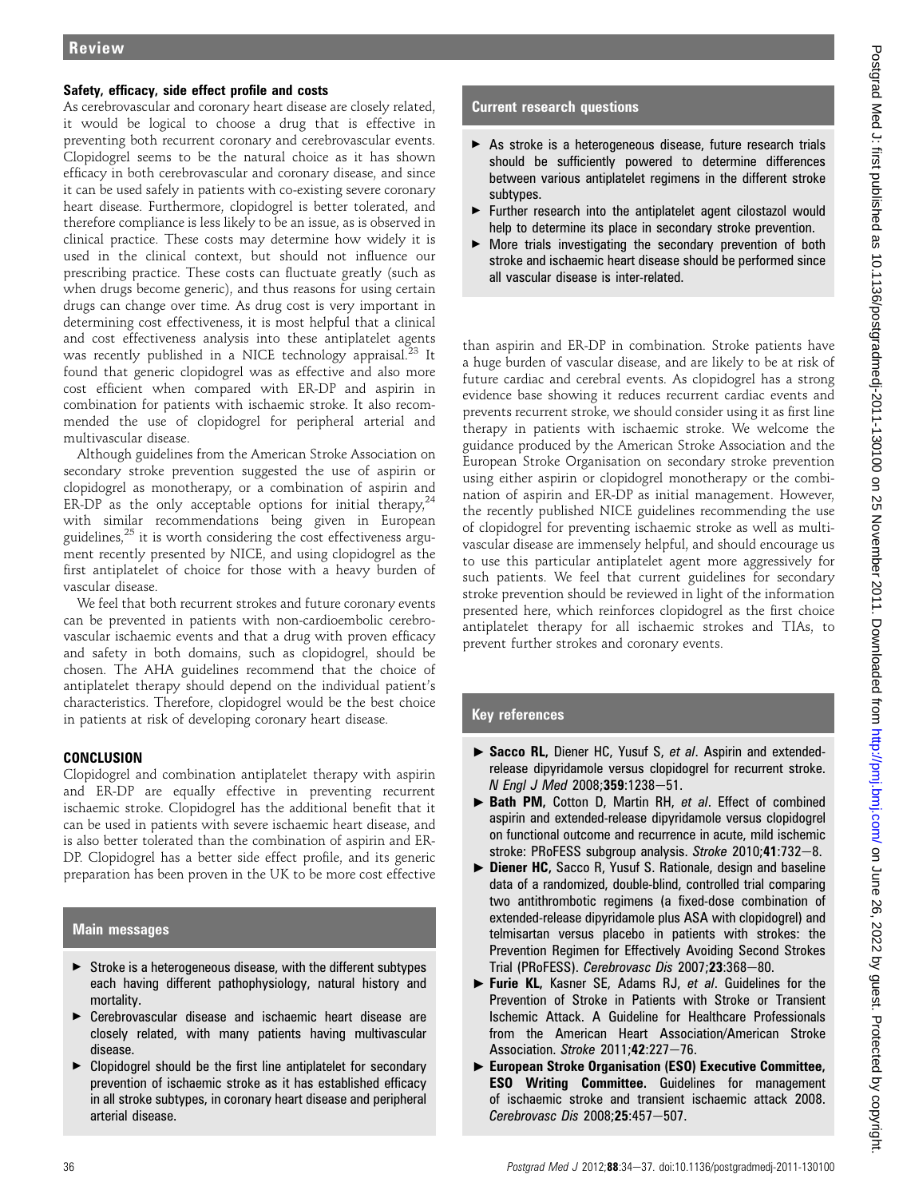### Safety, efficacy, side effect profile and costs

As cerebrovascular and coronary heart disease are closely related, it would be logical to choose a drug that is effective in preventing both recurrent coronary and cerebrovascular events. Clopidogrel seems to be the natural choice as it has shown efficacy in both cerebrovascular and coronary disease, and since it can be used safely in patients with co-existing severe coronary heart disease. Furthermore, clopidogrel is better tolerated, and therefore compliance is less likely to be an issue, as is observed in clinical practice. These costs may determine how widely it is used in the clinical context, but should not influence our prescribing practice. These costs can fluctuate greatly (such as when drugs become generic), and thus reasons for using certain drugs can change over time. As drug cost is very important in determining cost effectiveness, it is most helpful that a clinical and cost effectiveness analysis into these antiplatelet agents was recently published in a NICE technology appraisal.[23] It found that generic clopidogrel was as effective and also more cost efficient when compared with ER-DP and aspirin in combination for patients with ischaemic stroke. It also recommended the use of clopidogrel for peripheral arterial and multivascular disease.

Although guidelines from the American Stroke Association on secondary stroke prevention suggested the use of aspirin or clopidogrel as monotherapy, or a combination of aspirin and ER-DP as the only acceptable options for initial therapy,[24] with similar recommendations being given in European guidelines,[25] it is worth considering the cost effectiveness argument recently presented by NICE, and using clopidogrel as the first antiplatelet of choice for those with a heavy burden of vascular disease.

We feel that both recurrent strokes and future coronary events can be prevented in patients with non-cardioembolic cerebrovascular ischaemic events and that a drug with proven efficacy and safety in both domains, such as clopidogrel, should be chosen. The AHA guidelines recommend that the choice of antiplatelet therapy should depend on the individual patient's characteristics. Therefore, clopidogrel would be the best choice in patients at risk of developing coronary heart disease.

## CONCLUSION

Clopidogrel and combination antiplatelet therapy with aspirin and ER-DP are equally effective in preventing recurrent ischaemic stroke. Clopidogrel has the additional benefit that it can be used in patients with severe ischaemic heart disease, and is also better tolerated than the combination of aspirin and ER-DP. Clopidogrel has a better side effect profile, and its generic preparation has been proven in the UK to be more cost effective than aspirin and ER-DP in combination. Stroke patients have a huge burden of vascular disease, and are likely to be at risk of future cardiac and cerebral events. As clopidogrel has a strong evidence base showing it reduces recurrent cardiac events and prevents recurrent stroke, we should consider using it as first line therapy in patients with ischaemic stroke. We welcome the guidance produced by the American Stroke Association and the European Stroke Organisation on secondary stroke prevention using either aspirin or clopidogrel monotherapy or the combination of aspirin and ER-DP as initial management. However, the recently published NICE guidelines recommending the use of clopidogrel for preventing ischaemic stroke as well as multivascular disease are immensely helpful, and should encourage us to use this particular antiplatelet agent more aggressively for such patients. We feel that current guidelines for secondary stroke prevention should be reviewed in light of the information presented here, which reinforces clopidogrel as the first choice antiplatelet therapy for all ischaemic strokes and TIAs, to prevent further strokes and coronary events.

### Main messages

- Stroke is a heterogeneous disease, with the different subtypes each having different pathophysiology, natural history and mortality.
- Cerebrovascular disease and ischaemic heart disease are closely related, with many patients having multivascular disease.
- Clopidogrel should be the first line antiplatelet for secondary prevention of ischaemic stroke as it has established efficacy in all stroke subtypes, in coronary heart disease and peripheral arterial disease.

### Current research questions

- As stroke is a heterogeneous disease, future research trials should be sufficiently powered to determine differences between various antiplatelet regimens in the different stroke subtypes.
- Further research into the antiplatelet agent cilostazol would help to determine its place in secondary stroke prevention.
- More trials investigating the secondary prevention of both stroke and ischaemic heart disease should be performed since all vascular disease is inter-related.

### Key references

- **Sacco RL,** Diener HC, Yusuf S, *et al*. Aspirin and extended-release dipyridamole versus clopidogrel for recurrent stroke. *N Engl J Med* 2008;**359**:1238–51.
- **Bath PM,** Cotton D, Martin RH, *et al*. Effect of combined aspirin and extended-release dipyridamole versus clopidogrel on functional outcome and recurrence in acute, mild ischemic stroke: PRoFESS subgroup analysis. *Stroke* 2010;**41**:732–8.
- **Diener HC,** Sacco R, Yusuf S. Rationale, design and baseline data of a randomized, double-blind, controlled trial comparing two antithrombotic regimens (a fixed-dose combination of extended-release dipyridamole plus ASA with clopidogrel) and telmisartan versus placebo in patients with strokes: the Prevention Regimen for Effectively Avoiding Second Strokes Trial (PRoFESS). *Cerebrovasc Dis* 2007;**23**:368–80.
- **Furie KL,** Kasner SE, Adams RJ, *et al*. Guidelines for the Prevention of Stroke in Patients with Stroke or Transient Ischemic Attack. A Guideline for Healthcare Professionals from the American Heart Association/American Stroke Association. *Stroke* 2011;**42**:227–76.
- **European Stroke Organisation (ESO) Executive Committee, ESO Writing Committee.** Guidelines for management of ischaemic stroke and transient ischaemic attack 2008. *Cerebrovasc Dis* 2008;**25**:457–507.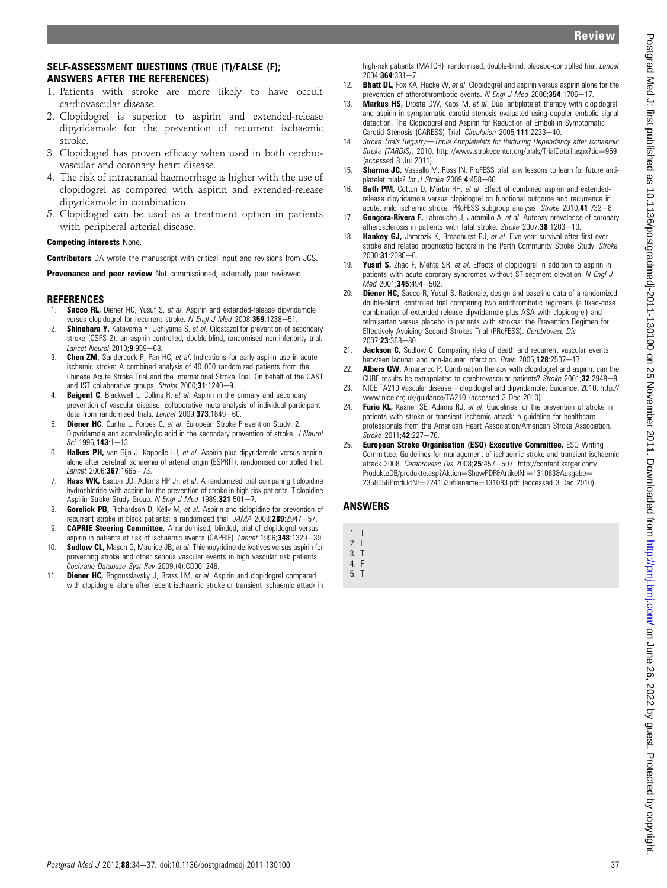## SELF-ASSESSMENT QUESTIONS (TRUE (T)/FALSE (F); ANSWERS AFTER THE REFERENCES)

1. Patients with stroke are more likely to have occult cardiovascular disease.
2. Clopidogrel is superior to aspirin and extended-release dipyridamole for the prevention of recurrent ischaemic stroke.
3. Clopidogrel has proven efficacy when used in both cerebrovascular and coronary heart disease.
4. The risk of intracranial haemorrhage is higher with the use of clopidogrel as compared with aspirin and extended-release dipyridamole in combination.
5. Clopidogrel can be used as a treatment option in patients with peripheral arterial disease.

**Competing interests** None.

**Contributors** DA wrote the manuscript with critical input and revisions from JCS.

**Provenance and peer review** Not commissioned; externally peer reviewed.

## REFERENCES

1. **Sacco RL,** Diener HC, Yusuf S, *et al*. Aspirin and extended-release dipyridamole versus clopidogrel for recurrent stroke. *N Engl J Med* 2008;**359**:1238–51.
2. **Shinohara Y,** Katayama Y, Uchiyama S, *et al*. Cilostazol for prevention of secondary stroke (CSPS 2): an aspirin-controlled, double-blind, randomised non-inferiority trial. *Lancet Neurol* 2010;**9**:959–68.
3. **Chen ZM,** Sandercock P, Pan HC, *et al*. Indications for early aspirin use in acute ischemic stroke: A combined analysis of 40 000 randomized patients from the Chinese Acute Stroke Trial and the International Stroke Trial. On behalf of the CAST and IST collaborative groups. *Stroke* 2000;**31**:1240–9.
4. **Baigent C,** Blackwell L, Collins R, *et al*. Aspirin in the primary and secondary prevention of vascular disease: collaborative meta-analysis of individual participant data from randomised trials. *Lancet* 2009;**373**:1849–60.
5. **Diener HC,** Cunha L, Forbes C, *et al*. European Stroke Prevention Study. 2. Dipyridamole and acetylsalicylic acid in the secondary prevention of stroke. *J Neurol Sci* 1996;**143**:1–13.
6. **Halkes PH,** van Gijn J, Kappelle LJ, *et al*. Aspirin plus dipyridamole versus aspirin alone after cerebral ischaemia of arterial origin (ESPRIT): randomised controlled trial. *Lancet* 2006;**367**:1665–73.
7. **Hass WK,** Easton JD, Adams HP Jr, *et al*. A randomized trial comparing ticlopidine hydrochloride with aspirin for the prevention of stroke in high-risk patients. Ticlopidine Aspirin Stroke Study Group. *N Engl J Med* 1989;**321**:501–7.
8. **Gorelick PB,** Richardson D, Kelly M, *et al*. Aspirin and ticlopidine for prevention of recurrent stroke in black patients: a randomized trial. *JAMA* 2003;**289**:2947–57.
9. **CAPRIE Steering Committee.** A randomised, blinded, trial of clopidogrel versus aspirin in patients at risk of ischaemic events (CAPRIE). *Lancet* 1996;**348**:1329–39.
10. **Sudlow CL,** Mason G, Maurice JB, *et al*. Thienopyridine derivatives versus aspirin for preventing stroke and other serious vascular events in high vascular risk patients. *Cochrane Database Syst Rev* 2009;(4):CD001246.
11. **Diener HC,** Bogousslavsky J, Brass LM, *et al*. Aspirin and clopidogrel compared with clopidogrel alone after recent ischaemic stroke or transient ischaemic attack in high-risk patients (MATCH): randomised, double-blind, placebo-controlled trial. *Lancet* 2004;**364**:331–7.
12. **Bhatt DL,** Fox KA, Hacke W, *et al*. Clopidogrel and aspirin versus aspirin alone for the prevention of atherothrombotic events. *N Engl J Med* 2006;**354**:1706–17.
13. **Markus HS,** Droste DW, Kaps M, *et al*. Dual antiplatelet therapy with clopidogrel and aspirin in symptomatic carotid stenosis evaluated using doppler embolic signal detection. The Clopidogrel and Aspirin for Reduction of Emboli in Symptomatic Carotid Stenosis (CARESS) Trial. *Circulation* 2005;**111**:2233–40.
14. *Stroke Trials Registry—Triple Antiplatelets for Reducing Dependency after Ischaemic Stroke (TARDIS)*. 2010. http://www.strokecenter.org/trials/TrialDetail.aspx?tid=959 (accessed 8 Jul 2011).
15. **Sharma JC,** Vassallo M, Ross IN. ProFESS trial: any lessons to learn for future antiplatelet trials? *Int J Stroke* 2009;**4**:458–60.
16. **Bath PM,** Cotton D, Martin RH, *et al*. Effect of combined aspirin and extended-release dipyridamole versus clopidogrel on functional outcome and recurrence in acute, mild ischemic stroke: PRoFESS subgroup analysis. *Stroke* 2010;**41**:732–8.
17. **Gongora-Rivera F,** Labreuche J, Jaramillo A, *et al*. Autopsy prevalence of coronary atherosclerosis in patients with fatal stroke. *Stroke* 2007;**38**:1203–10.
18. **Hankey GJ,** Jamrozik K, Broadhurst RJ, *et al*. Five-year survival after first-ever stroke and related prognostic factors in the Perth Community Stroke Study. *Stroke* 2000;**31**:2080–6.
19. **Yusuf S,** Zhao F, Mehta SR, *et al*. Effects of clopidogrel in addition to aspirin in patients with acute coronary syndromes without ST-segment elevation. *N Engl J Med* 2001;**345**:494–502.
20. **Diener HC,** Sacco R, Yusuf S. Rationale, design and baseline data of a randomized, double-blind, controlled trial comparing two antithrombotic regimens (a fixed-dose combination of extended-release dipyridamole plus ASA with clopidogrel) and telmisartan versus placebo in patients with strokes: the Prevention Regimen for Effectively Avoiding Second Strokes Trial (PRoFESS). *Cerebrovasc Dis* 2007;**23**:368–80.
21. **Jackson C,** Sudlow C. Comparing risks of death and recurrent vascular events between lacunar and non-lacunar infarction. *Brain* 2005;**128**:2507–17.
22. **Albers GW,** Amarenco P. Combination therapy with clopidogrel and aspirin: can the CURE results be extrapolated to cerebrovascular patients? *Stroke* 2001;**32**:2948–9.
23. NICE TA210 Vascular disease—clopidogrel and dipyridamole: Guidance. 2010. http://www.nice.org.uk/guidance/TA210 (accessed 3 Dec 2010).
24. **Furie KL,** Kasner SE, Adams RJ, *et al*. Guidelines for the prevention of stroke in patients with stroke or transient ischemic attack: a guideline for healthcare professionals from the American Heart Association/American Stroke Association. *Stroke* 2011;**42**:227–76.
25. **European Stroke Organisation (ESO) Executive Committee,** ESO Writing Committee. Guidelines for management of ischaemic stroke and transient ischaemic attack 2008. *Cerebrovasc Dis* 2008;**25**:457–507. http://content.karger.com/ProdukteDB/produkte.asp?Aktion=ShowPDF&ArtikelNr=131083&Ausgabe=235865&ProduktNr=224153&filename=131083.pdf (accessed 3 Dec 2010).

## ANSWERS

1. T
2. F
3. T
4. F
5. T